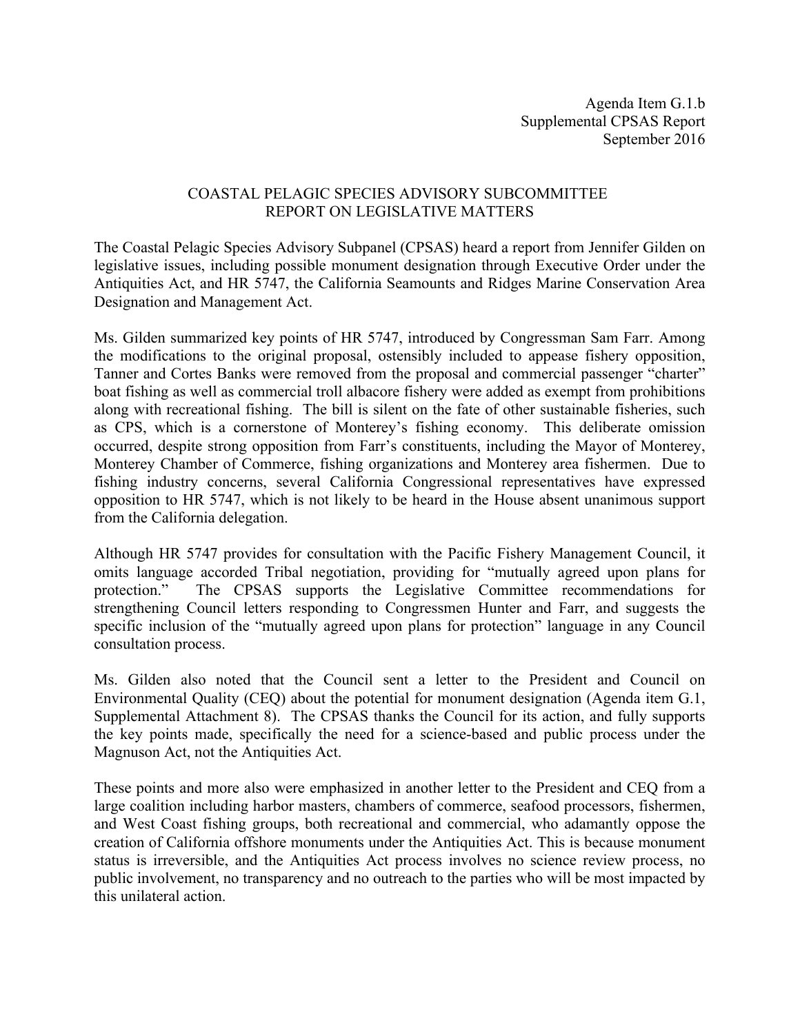Agenda Item G.1.b
Supplemental CPSAS Report
September 2016

# COASTAL PELAGIC SPECIES ADVISORY SUBCOMMITTEE
# REPORT ON LEGISLATIVE MATTERS

The Coastal Pelagic Species Advisory Subpanel (CPSAS) heard a report from Jennifer Gilden on legislative issues, including possible monument designation through Executive Order under the Antiquities Act, and HR 5747, the California Seamounts and Ridges Marine Conservation Area Designation and Management Act.

Ms. Gilden summarized key points of HR 5747, introduced by Congressman Sam Farr. Among the modifications to the original proposal, ostensibly included to appease fishery opposition, Tanner and Cortes Banks were removed from the proposal and commercial passenger "charter" boat fishing as well as commercial troll albacore fishery were added as exempt from prohibitions along with recreational fishing. The bill is silent on the fate of other sustainable fisheries, such as CPS, which is a cornerstone of Monterey's fishing economy. This deliberate omission occurred, despite strong opposition from Farr's constituents, including the Mayor of Monterey, Monterey Chamber of Commerce, fishing organizations and Monterey area fishermen. Due to fishing industry concerns, several California Congressional representatives have expressed opposition to HR 5747, which is not likely to be heard in the House absent unanimous support from the California delegation.

Although HR 5747 provides for consultation with the Pacific Fishery Management Council, it omits language accorded Tribal negotiation, providing for "mutually agreed upon plans for protection." The CPSAS supports the Legislative Committee recommendations for strengthening Council letters responding to Congressmen Hunter and Farr, and suggests the specific inclusion of the "mutually agreed upon plans for protection" language in any Council consultation process.

Ms. Gilden also noted that the Council sent a letter to the President and Council on Environmental Quality (CEQ) about the potential for monument designation (Agenda item G.1, Supplemental Attachment 8). The CPSAS thanks the Council for its action, and fully supports the key points made, specifically the need for a science-based and public process under the Magnuson Act, not the Antiquities Act.

These points and more also were emphasized in another letter to the President and CEQ from a large coalition including harbor masters, chambers of commerce, seafood processors, fishermen, and West Coast fishing groups, both recreational and commercial, who adamantly oppose the creation of California offshore monuments under the Antiquities Act. This is because monument status is irreversible, and the Antiquities Act process involves no science review process, no public involvement, no transparency and no outreach to the parties who will be most impacted by this unilateral action.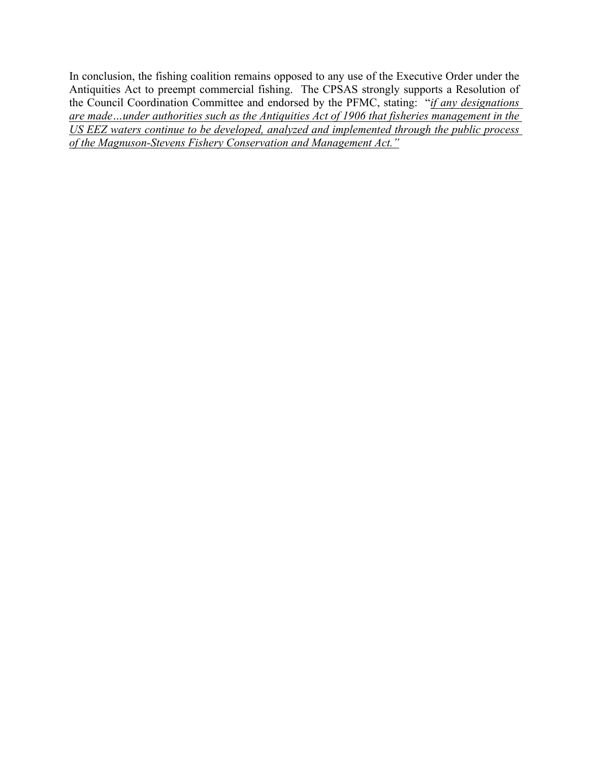In conclusion, the fishing coalition remains opposed to any use of the Executive Order under the Antiquities Act to preempt commercial fishing. The CPSAS strongly supports a Resolution of the Council Coordination Committee and endorsed by the PFMC, stating: "*<u>if any designations are made…under authorities such as the Antiquities Act of 1906 that fisheries management in the US EEZ waters continue to be developed, analyzed and implemented through the public process of the Magnuson-Stevens Fishery Conservation and Management Act.</u>*"